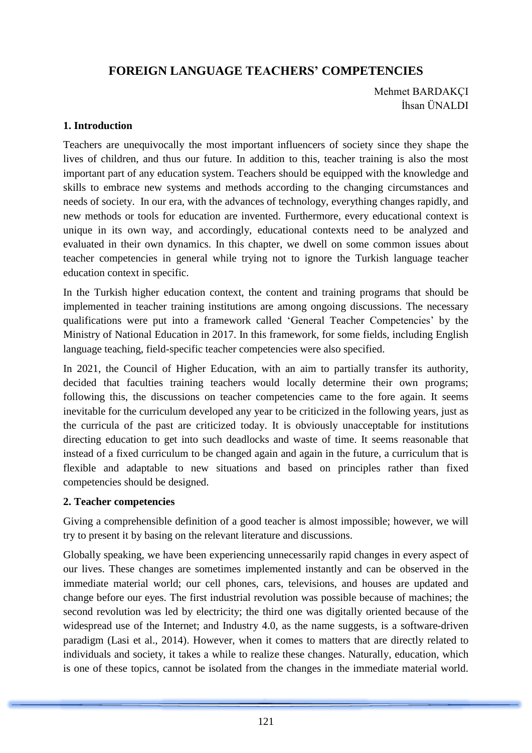# FOREIGN LANGUAGE TEACHERS' COMPETENCIES

Mehmet BARDAKÇI
İhsan ÜNALDI

## 1. Introduction

Teachers are unequivocally the most important influencers of society since they shape the lives of children, and thus our future. In addition to this, teacher training is also the most important part of any education system. Teachers should be equipped with the knowledge and skills to embrace new systems and methods according to the changing circumstances and needs of society. In our era, with the advances of technology, everything changes rapidly, and new methods or tools for education are invented. Furthermore, every educational context is unique in its own way, and accordingly, educational contexts need to be analyzed and evaluated in their own dynamics. In this chapter, we dwell on some common issues about teacher competencies in general while trying not to ignore the Turkish language teacher education context in specific.

In the Turkish higher education context, the content and training programs that should be implemented in teacher training institutions are among ongoing discussions. The necessary qualifications were put into a framework called 'General Teacher Competencies' by the Ministry of National Education in 2017. In this framework, for some fields, including English language teaching, field-specific teacher competencies were also specified.

In 2021, the Council of Higher Education, with an aim to partially transfer its authority, decided that faculties training teachers would locally determine their own programs; following this, the discussions on teacher competencies came to the fore again. It seems inevitable for the curriculum developed any year to be criticized in the following years, just as the curricula of the past are criticized today. It is obviously unacceptable for institutions directing education to get into such deadlocks and waste of time. It seems reasonable that instead of a fixed curriculum to be changed again and again in the future, a curriculum that is flexible and adaptable to new situations and based on principles rather than fixed competencies should be designed.

## 2. Teacher competencies

Giving a comprehensible definition of a good teacher is almost impossible; however, we will try to present it by basing on the relevant literature and discussions.

Globally speaking, we have been experiencing unnecessarily rapid changes in every aspect of our lives. These changes are sometimes implemented instantly and can be observed in the immediate material world; our cell phones, cars, televisions, and houses are updated and change before our eyes. The first industrial revolution was possible because of machines; the second revolution was led by electricity; the third one was digitally oriented because of the widespread use of the Internet; and Industry 4.0, as the name suggests, is a software-driven paradigm (Lasi et al., 2014). However, when it comes to matters that are directly related to individuals and society, it takes a while to realize these changes. Naturally, education, which is one of these topics, cannot be isolated from the changes in the immediate material world.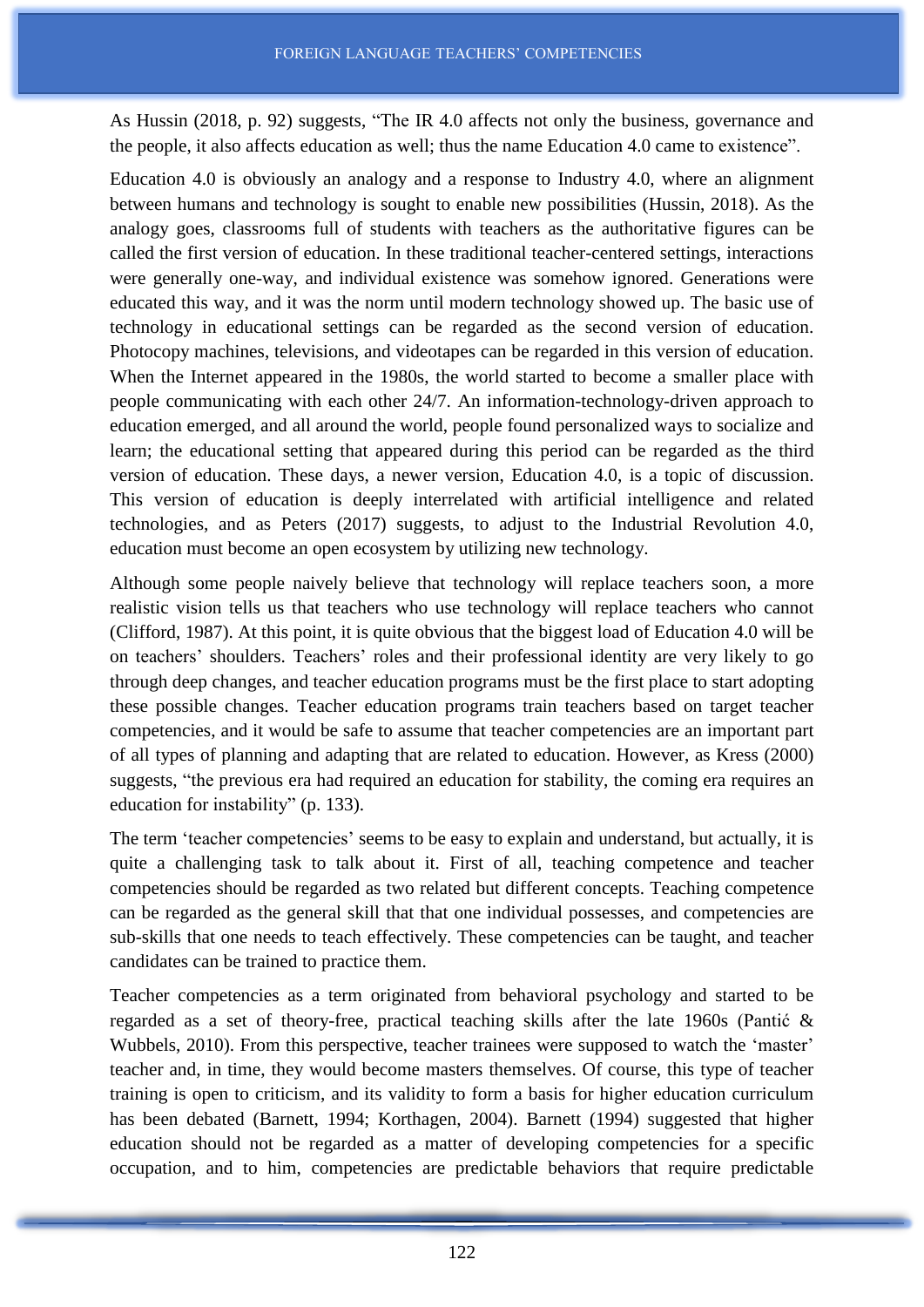As Hussin (2018, p. 92) suggests, “The IR 4.0 affects not only the business, governance and the people, it also affects education as well; thus the name Education 4.0 came to existence”.

Education 4.0 is obviously an analogy and a response to Industry 4.0, where an alignment between humans and technology is sought to enable new possibilities (Hussin, 2018). As the analogy goes, classrooms full of students with teachers as the authoritative figures can be called the first version of education. In these traditional teacher-centered settings, interactions were generally one-way, and individual existence was somehow ignored. Generations were educated this way, and it was the norm until modern technology showed up. The basic use of technology in educational settings can be regarded as the second version of education. Photocopy machines, televisions, and videotapes can be regarded in this version of education. When the Internet appeared in the 1980s, the world started to become a smaller place with people communicating with each other 24/7. An information-technology-driven approach to education emerged, and all around the world, people found personalized ways to socialize and learn; the educational setting that appeared during this period can be regarded as the third version of education. These days, a newer version, Education 4.0, is a topic of discussion. This version of education is deeply interrelated with artificial intelligence and related technologies, and as Peters (2017) suggests, to adjust to the Industrial Revolution 4.0, education must become an open ecosystem by utilizing new technology.

Although some people naively believe that technology will replace teachers soon, a more realistic vision tells us that teachers who use technology will replace teachers who cannot (Clifford, 1987). At this point, it is quite obvious that the biggest load of Education 4.0 will be on teachers' shoulders. Teachers' roles and their professional identity are very likely to go through deep changes, and teacher education programs must be the first place to start adopting these possible changes. Teacher education programs train teachers based on target teacher competencies, and it would be safe to assume that teacher competencies are an important part of all types of planning and adapting that are related to education. However, as Kress (2000) suggests, “the previous era had required an education for stability, the coming era requires an education for instability” (p. 133).

The term 'teacher competencies' seems to be easy to explain and understand, but actually, it is quite a challenging task to talk about it. First of all, teaching competence and teacher competencies should be regarded as two related but different concepts. Teaching competence can be regarded as the general skill that that one individual possesses, and competencies are sub-skills that one needs to teach effectively. These competencies can be taught, and teacher candidates can be trained to practice them.

Teacher competencies as a term originated from behavioral psychology and started to be regarded as a set of theory-free, practical teaching skills after the late 1960s (Pantić & Wubbels, 2010). From this perspective, teacher trainees were supposed to watch the 'master' teacher and, in time, they would become masters themselves. Of course, this type of teacher training is open to criticism, and its validity to form a basis for higher education curriculum has been debated (Barnett, 1994; Korthagen, 2004). Barnett (1994) suggested that higher education should not be regarded as a matter of developing competencies for a specific occupation, and to him, competencies are predictable behaviors that require predictable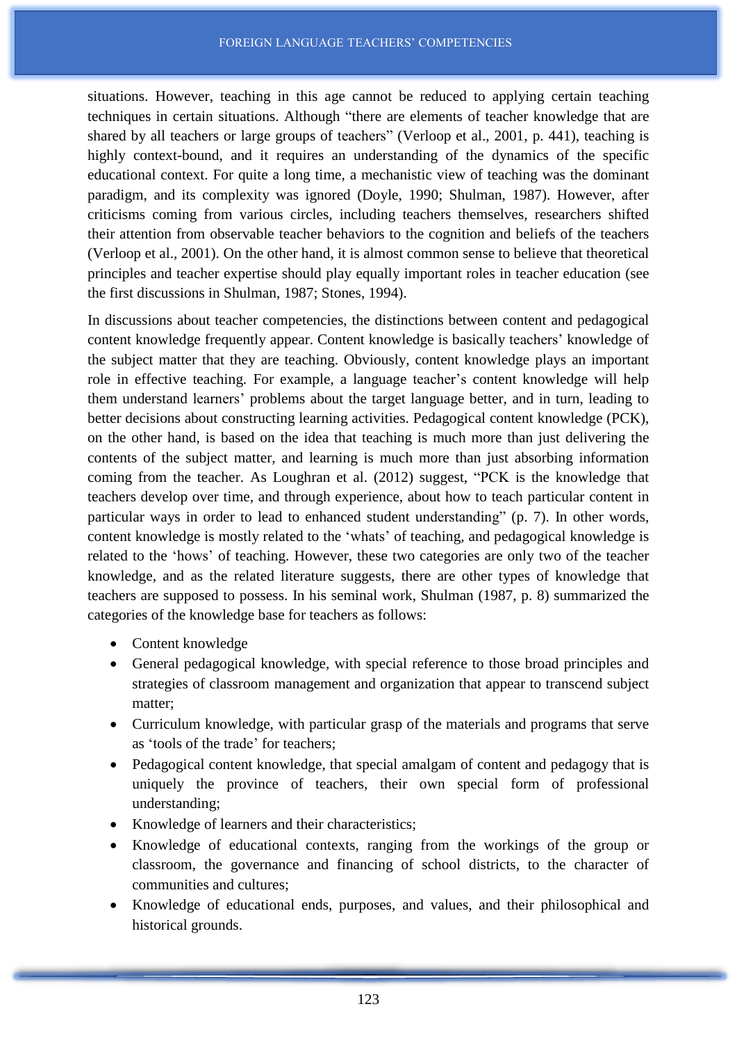situations. However, teaching in this age cannot be reduced to applying certain teaching techniques in certain situations. Although "there are elements of teacher knowledge that are shared by all teachers or large groups of teachers" (Verloop et al., 2001, p. 441), teaching is highly context-bound, and it requires an understanding of the dynamics of the specific educational context. For quite a long time, a mechanistic view of teaching was the dominant paradigm, and its complexity was ignored (Doyle, 1990; Shulman, 1987). However, after criticisms coming from various circles, including teachers themselves, researchers shifted their attention from observable teacher behaviors to the cognition and beliefs of the teachers (Verloop et al., 2001). On the other hand, it is almost common sense to believe that theoretical principles and teacher expertise should play equally important roles in teacher education (see the first discussions in Shulman, 1987; Stones, 1994).

In discussions about teacher competencies, the distinctions between content and pedagogical content knowledge frequently appear. Content knowledge is basically teachers' knowledge of the subject matter that they are teaching. Obviously, content knowledge plays an important role in effective teaching. For example, a language teacher's content knowledge will help them understand learners' problems about the target language better, and in turn, leading to better decisions about constructing learning activities. Pedagogical content knowledge (PCK), on the other hand, is based on the idea that teaching is much more than just delivering the contents of the subject matter, and learning is much more than just absorbing information coming from the teacher. As Loughran et al. (2012) suggest, "PCK is the knowledge that teachers develop over time, and through experience, about how to teach particular content in particular ways in order to lead to enhanced student understanding" (p. 7). In other words, content knowledge is mostly related to the 'whats' of teaching, and pedagogical knowledge is related to the 'hows' of teaching. However, these two categories are only two of the teacher knowledge, and as the related literature suggests, there are other types of knowledge that teachers are supposed to possess. In his seminal work, Shulman (1987, p. 8) summarized the categories of the knowledge base for teachers as follows:

- Content knowledge
- General pedagogical knowledge, with special reference to those broad principles and strategies of classroom management and organization that appear to transcend subject matter;
- Curriculum knowledge, with particular grasp of the materials and programs that serve as 'tools of the trade' for teachers;
- Pedagogical content knowledge, that special amalgam of content and pedagogy that is uniquely the province of teachers, their own special form of professional understanding;
- Knowledge of learners and their characteristics;
- Knowledge of educational contexts, ranging from the workings of the group or classroom, the governance and financing of school districts, to the character of communities and cultures;
- Knowledge of educational ends, purposes, and values, and their philosophical and historical grounds.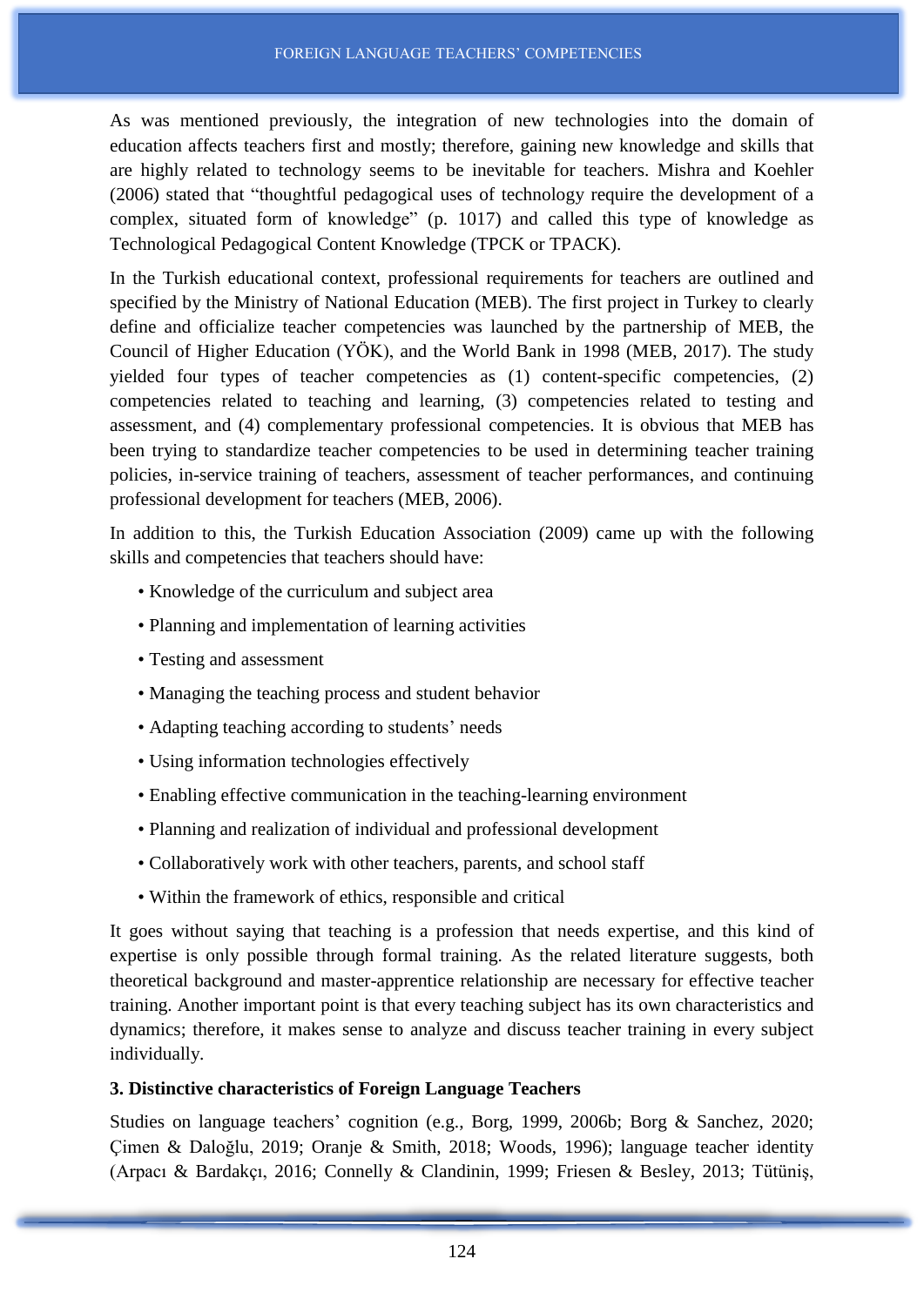As was mentioned previously, the integration of new technologies into the domain of education affects teachers first and mostly; therefore, gaining new knowledge and skills that are highly related to technology seems to be inevitable for teachers. Mishra and Koehler (2006) stated that "thoughtful pedagogical uses of technology require the development of a complex, situated form of knowledge" (p. 1017) and called this type of knowledge as Technological Pedagogical Content Knowledge (TPCK or TPACK).

In the Turkish educational context, professional requirements for teachers are outlined and specified by the Ministry of National Education (MEB). The first project in Turkey to clearly define and officialize teacher competencies was launched by the partnership of MEB, the Council of Higher Education (YÖK), and the World Bank in 1998 (MEB, 2017). The study yielded four types of teacher competencies as (1) content-specific competencies, (2) competencies related to teaching and learning, (3) competencies related to testing and assessment, and (4) complementary professional competencies. It is obvious that MEB has been trying to standardize teacher competencies to be used in determining teacher training policies, in-service training of teachers, assessment of teacher performances, and continuing professional development for teachers (MEB, 2006).

In addition to this, the Turkish Education Association (2009) came up with the following skills and competencies that teachers should have:

- Knowledge of the curriculum and subject area
- Planning and implementation of learning activities
- Testing and assessment
- Managing the teaching process and student behavior
- Adapting teaching according to students' needs
- Using information technologies effectively
- Enabling effective communication in the teaching-learning environment
- Planning and realization of individual and professional development
- Collaboratively work with other teachers, parents, and school staff
- Within the framework of ethics, responsible and critical

It goes without saying that teaching is a profession that needs expertise, and this kind of expertise is only possible through formal training. As the related literature suggests, both theoretical background and master-apprentice relationship are necessary for effective teacher training. Another important point is that every teaching subject has its own characteristics and dynamics; therefore, it makes sense to analyze and discuss teacher training in every subject individually.

### 3. Distinctive characteristics of Foreign Language Teachers

Studies on language teachers' cognition (e.g., Borg, 1999, 2006b; Borg & Sanchez, 2020; Çimen & Daloğlu, 2019; Oranje & Smith, 2018; Woods, 1996); language teacher identity (Arpacı & Bardakçı, 2016; Connelly & Clandinin, 1999; Friesen & Besley, 2013; Tütüniş,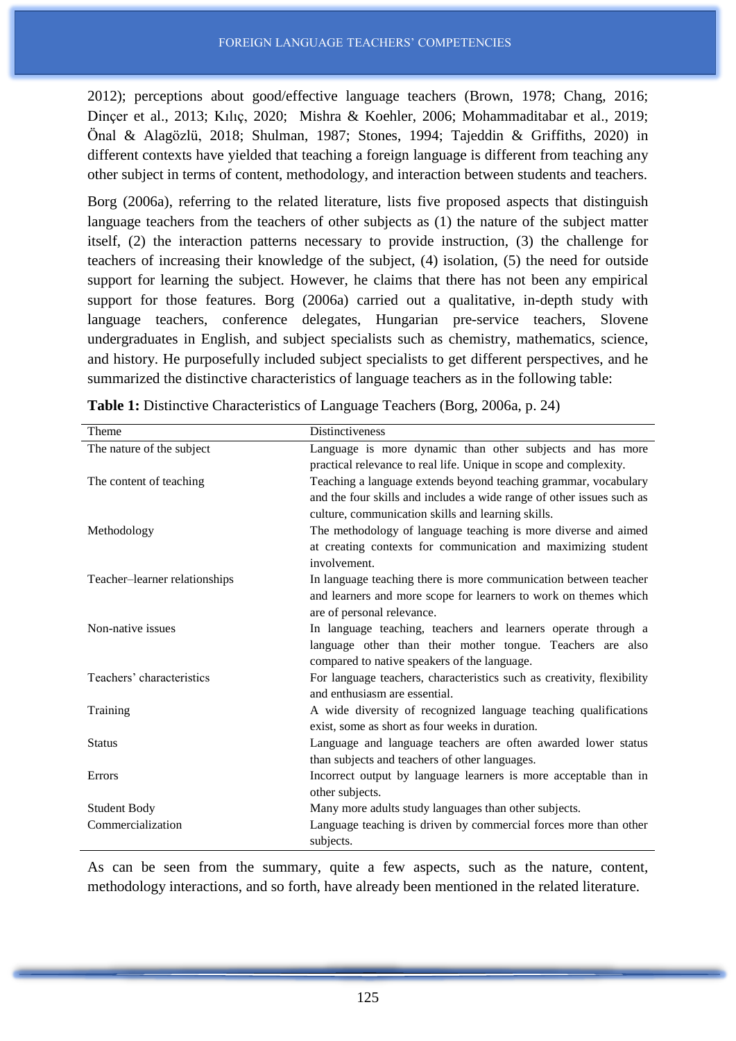2012); perceptions about good/effective language teachers (Brown, 1978; Chang, 2016; Dinçer et al., 2013; Kılıç, 2020; Mishra & Koehler, 2006; Mohammaditabar et al., 2019; Önal & Alagözlü, 2018; Shulman, 1987; Stones, 1994; Tajeddin & Griffiths, 2020) in different contexts have yielded that teaching a foreign language is different from teaching any other subject in terms of content, methodology, and interaction between students and teachers.

Borg (2006a), referring to the related literature, lists five proposed aspects that distinguish language teachers from the teachers of other subjects as (1) the nature of the subject matter itself, (2) the interaction patterns necessary to provide instruction, (3) the challenge for teachers of increasing their knowledge of the subject, (4) isolation, (5) the need for outside support for learning the subject. However, he claims that there has not been any empirical support for those features. Borg (2006a) carried out a qualitative, in-depth study with language teachers, conference delegates, Hungarian pre-service teachers, Slovene undergraduates in English, and subject specialists such as chemistry, mathematics, science, and history. He purposefully included subject specialists to get different perspectives, and he summarized the distinctive characteristics of language teachers as in the following table:

**Table 1:** Distinctive Characteristics of Language Teachers (Borg, 2006a, p. 24)

| Theme | Distinctiveness |
|---|---|
| The nature of the subject | Language is more dynamic than other subjects and has more practical relevance to real life. Unique in scope and complexity. |
| The content of teaching | Teaching a language extends beyond teaching grammar, vocabulary and the four skills and includes a wide range of other issues such as culture, communication skills and learning skills. |
| Methodology | The methodology of language teaching is more diverse and aimed at creating contexts for communication and maximizing student involvement. |
| Teacher–learner relationships | In language teaching there is more communication between teacher and learners and more scope for learners to work on themes which are of personal relevance. |
| Non-native issues | In language teaching, teachers and learners operate through a language other than their mother tongue. Teachers are also compared to native speakers of the language. |
| Teachers' characteristics | For language teachers, characteristics such as creativity, flexibility and enthusiasm are essential. |
| Training | A wide diversity of recognized language teaching qualifications exist, some as short as four weeks in duration. |
| Status | Language and language teachers are often awarded lower status than subjects and teachers of other languages. |
| Errors | Incorrect output by language learners is more acceptable than in other subjects. |
| Student Body | Many more adults study languages than other subjects. |
| Commercialization | Language teaching is driven by commercial forces more than other subjects. |

As can be seen from the summary, quite a few aspects, such as the nature, content, methodology interactions, and so forth, have already been mentioned in the related literature.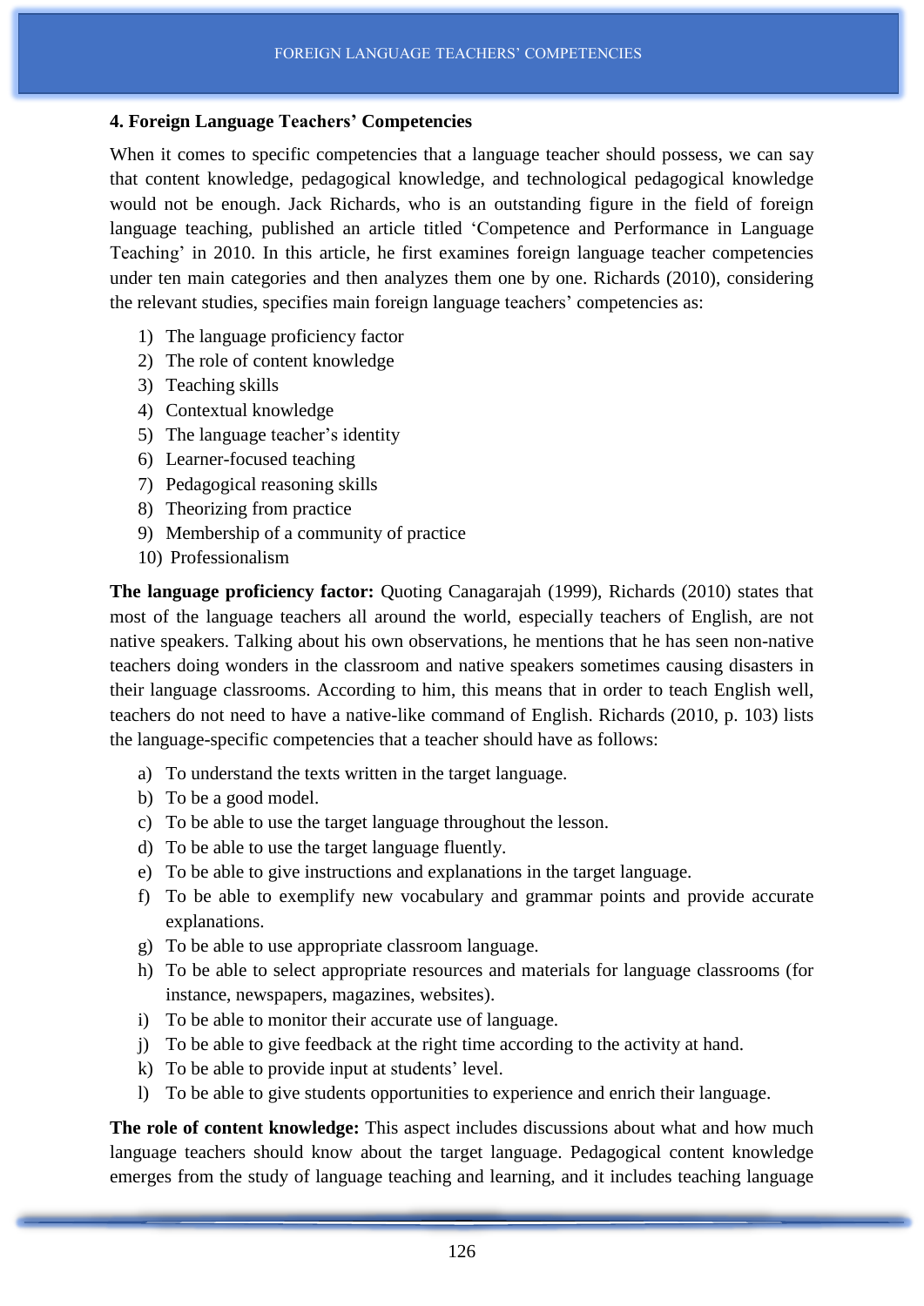## 4. Foreign Language Teachers' Competencies

When it comes to specific competencies that a language teacher should possess, we can say that content knowledge, pedagogical knowledge, and technological pedagogical knowledge would not be enough. Jack Richards, who is an outstanding figure in the field of foreign language teaching, published an article titled 'Competence and Performance in Language Teaching' in 2010. In this article, he first examines foreign language teacher competencies under ten main categories and then analyzes them one by one. Richards (2010), considering the relevant studies, specifies main foreign language teachers' competencies as:

1) The language proficiency factor
2) The role of content knowledge
3) Teaching skills
4) Contextual knowledge
5) The language teacher's identity
6) Learner-focused teaching
7) Pedagogical reasoning skills
8) Theorizing from practice
9) Membership of a community of practice
10) Professionalism

**The language proficiency factor:** Quoting Canagarajah (1999), Richards (2010) states that most of the language teachers all around the world, especially teachers of English, are not native speakers. Talking about his own observations, he mentions that he has seen non-native teachers doing wonders in the classroom and native speakers sometimes causing disasters in their language classrooms. According to him, this means that in order to teach English well, teachers do not need to have a native-like command of English. Richards (2010, p. 103) lists the language-specific competencies that a teacher should have as follows:

a) To understand the texts written in the target language.
b) To be a good model.
c) To be able to use the target language throughout the lesson.
d) To be able to use the target language fluently.
e) To be able to give instructions and explanations in the target language.
f) To be able to exemplify new vocabulary and grammar points and provide accurate explanations.
g) To be able to use appropriate classroom language.
h) To be able to select appropriate resources and materials for language classrooms (for instance, newspapers, magazines, websites).
i) To be able to monitor their accurate use of language.
j) To be able to give feedback at the right time according to the activity at hand.
k) To be able to provide input at students' level.
l) To be able to give students opportunities to experience and enrich their language.

**The role of content knowledge:** This aspect includes discussions about what and how much language teachers should know about the target language. Pedagogical content knowledge emerges from the study of language teaching and learning, and it includes teaching language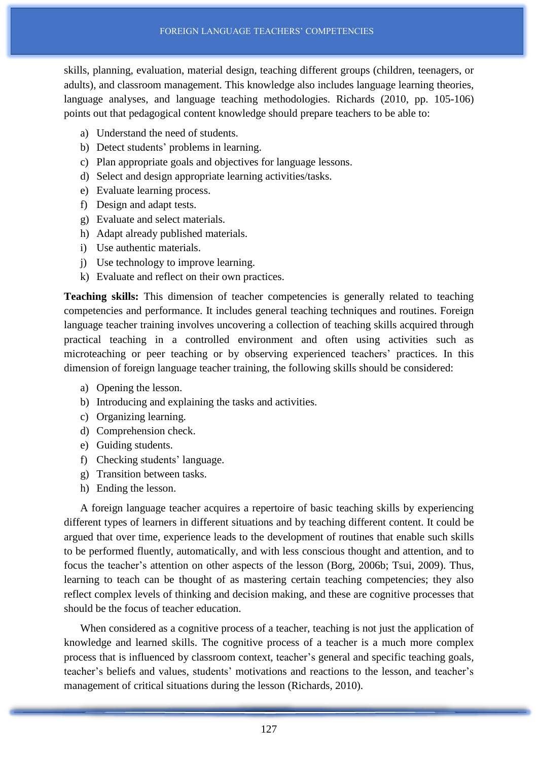skills, planning, evaluation, material design, teaching different groups (children, teenagers, or adults), and classroom management. This knowledge also includes language learning theories, language analyses, and language teaching methodologies. Richards (2010, pp. 105-106) points out that pedagogical content knowledge should prepare teachers to be able to:

a) Understand the need of students.
b) Detect students' problems in learning.
c) Plan appropriate goals and objectives for language lessons.
d) Select and design appropriate learning activities/tasks.
e) Evaluate learning process.
f) Design and adapt tests.
g) Evaluate and select materials.
h) Adapt already published materials.
i) Use authentic materials.
j) Use technology to improve learning.
k) Evaluate and reflect on their own practices.

**Teaching skills:** This dimension of teacher competencies is generally related to teaching competencies and performance. It includes general teaching techniques and routines. Foreign language teacher training involves uncovering a collection of teaching skills acquired through practical teaching in a controlled environment and often using activities such as microteaching or peer teaching or by observing experienced teachers' practices. In this dimension of foreign language teacher training, the following skills should be considered:

a) Opening the lesson.
b) Introducing and explaining the tasks and activities.
c) Organizing learning.
d) Comprehension check.
e) Guiding students.
f) Checking students' language.
g) Transition between tasks.
h) Ending the lesson.

A foreign language teacher acquires a repertoire of basic teaching skills by experiencing different types of learners in different situations and by teaching different content. It could be argued that over time, experience leads to the development of routines that enable such skills to be performed fluently, automatically, and with less conscious thought and attention, and to focus the teacher's attention on other aspects of the lesson (Borg, 2006b; Tsui, 2009). Thus, learning to teach can be thought of as mastering certain teaching competencies; they also reflect complex levels of thinking and decision making, and these are cognitive processes that should be the focus of teacher education.

When considered as a cognitive process of a teacher, teaching is not just the application of knowledge and learned skills. The cognitive process of a teacher is a much more complex process that is influenced by classroom context, teacher's general and specific teaching goals, teacher's beliefs and values, students' motivations and reactions to the lesson, and teacher's management of critical situations during the lesson (Richards, 2010).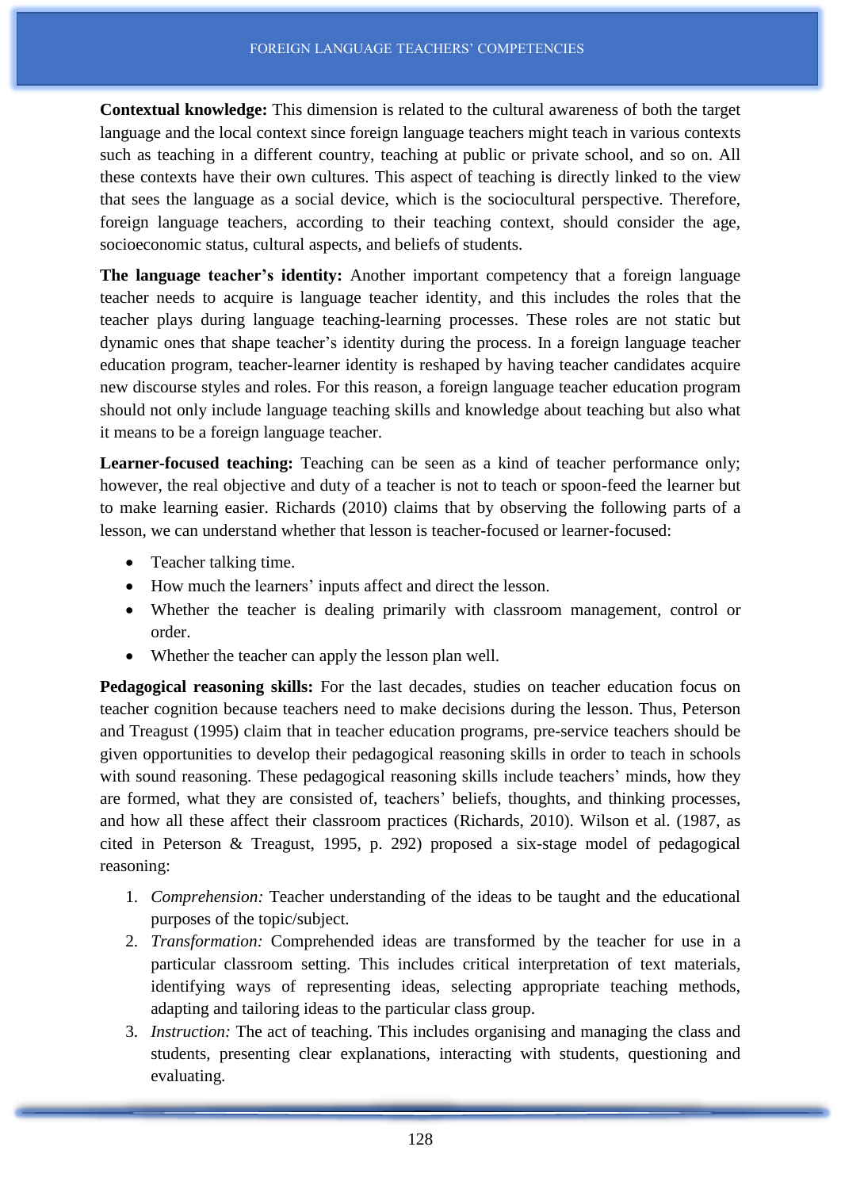**Contextual knowledge:** This dimension is related to the cultural awareness of both the target language and the local context since foreign language teachers might teach in various contexts such as teaching in a different country, teaching at public or private school, and so on. All these contexts have their own cultures. This aspect of teaching is directly linked to the view that sees the language as a social device, which is the sociocultural perspective. Therefore, foreign language teachers, according to their teaching context, should consider the age, socioeconomic status, cultural aspects, and beliefs of students.

**The language teacher's identity:** Another important competency that a foreign language teacher needs to acquire is language teacher identity, and this includes the roles that the teacher plays during language teaching-learning processes. These roles are not static but dynamic ones that shape teacher's identity during the process. In a foreign language teacher education program, teacher-learner identity is reshaped by having teacher candidates acquire new discourse styles and roles. For this reason, a foreign language teacher education program should not only include language teaching skills and knowledge about teaching but also what it means to be a foreign language teacher.

**Learner-focused teaching:** Teaching can be seen as a kind of teacher performance only; however, the real objective and duty of a teacher is not to teach or spoon-feed the learner but to make learning easier. Richards (2010) claims that by observing the following parts of a lesson, we can understand whether that lesson is teacher-focused or learner-focused:

- Teacher talking time.
- How much the learners' inputs affect and direct the lesson.
- Whether the teacher is dealing primarily with classroom management, control or order.
- Whether the teacher can apply the lesson plan well.

**Pedagogical reasoning skills:** For the last decades, studies on teacher education focus on teacher cognition because teachers need to make decisions during the lesson. Thus, Peterson and Treagust (1995) claim that in teacher education programs, pre-service teachers should be given opportunities to develop their pedagogical reasoning skills in order to teach in schools with sound reasoning. These pedagogical reasoning skills include teachers' minds, how they are formed, what they are consisted of, teachers' beliefs, thoughts, and thinking processes, and how all these affect their classroom practices (Richards, 2010). Wilson et al. (1987, as cited in Peterson & Treagust, 1995, p. 292) proposed a six-stage model of pedagogical reasoning:

1. *Comprehension:* Teacher understanding of the ideas to be taught and the educational purposes of the topic/subject.
2. *Transformation:* Comprehended ideas are transformed by the teacher for use in a particular classroom setting. This includes critical interpretation of text materials, identifying ways of representing ideas, selecting appropriate teaching methods, adapting and tailoring ideas to the particular class group.
3. *Instruction:* The act of teaching. This includes organising and managing the class and students, presenting clear explanations, interacting with students, questioning and evaluating.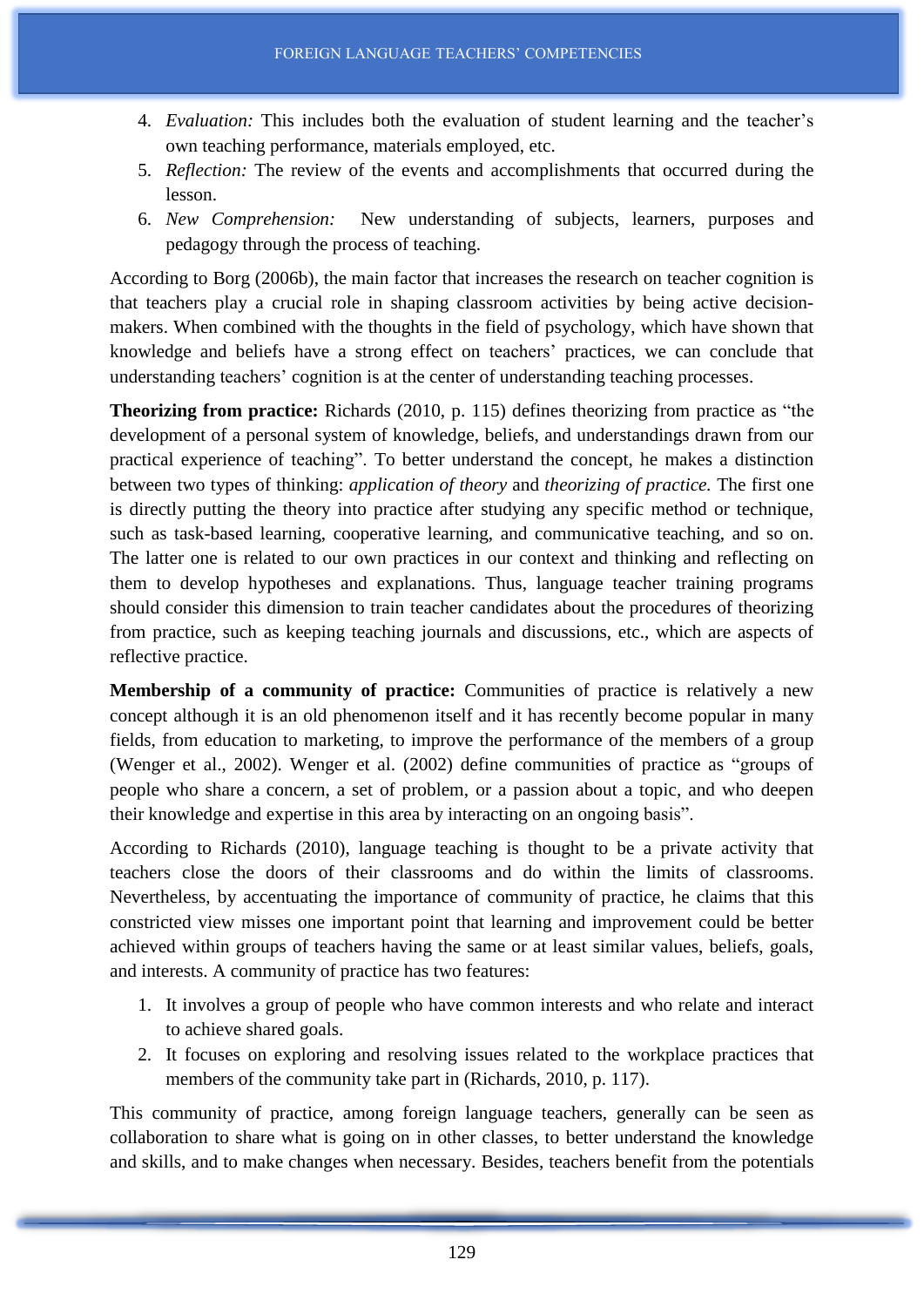4. *Evaluation:* This includes both the evaluation of student learning and the teacher's own teaching performance, materials employed, etc.
5. *Reflection:* The review of the events and accomplishments that occurred during the lesson.
6. *New Comprehension:* New understanding of subjects, learners, purposes and pedagogy through the process of teaching.

According to Borg (2006b), the main factor that increases the research on teacher cognition is that teachers play a crucial role in shaping classroom activities by being active decision-makers. When combined with the thoughts in the field of psychology, which have shown that knowledge and beliefs have a strong effect on teachers' practices, we can conclude that understanding teachers' cognition is at the center of understanding teaching processes.

**Theorizing from practice:** Richards (2010, p. 115) defines theorizing from practice as "the development of a personal system of knowledge, beliefs, and understandings drawn from our practical experience of teaching". To better understand the concept, he makes a distinction between two types of thinking: *application of theory* and *theorizing of practice.* The first one is directly putting the theory into practice after studying any specific method or technique, such as task-based learning, cooperative learning, and communicative teaching, and so on. The latter one is related to our own practices in our context and thinking and reflecting on them to develop hypotheses and explanations. Thus, language teacher training programs should consider this dimension to train teacher candidates about the procedures of theorizing from practice, such as keeping teaching journals and discussions, etc., which are aspects of reflective practice.

**Membership of a community of practice:** Communities of practice is relatively a new concept although it is an old phenomenon itself and it has recently become popular in many fields, from education to marketing, to improve the performance of the members of a group (Wenger et al., 2002). Wenger et al. (2002) define communities of practice as "groups of people who share a concern, a set of problem, or a passion about a topic, and who deepen their knowledge and expertise in this area by interacting on an ongoing basis".

According to Richards (2010), language teaching is thought to be a private activity that teachers close the doors of their classrooms and do within the limits of classrooms. Nevertheless, by accentuating the importance of community of practice, he claims that this constricted view misses one important point that learning and improvement could be better achieved within groups of teachers having the same or at least similar values, beliefs, goals, and interests. A community of practice has two features:

1. It involves a group of people who have common interests and who relate and interact to achieve shared goals.
2. It focuses on exploring and resolving issues related to the workplace practices that members of the community take part in (Richards, 2010, p. 117).

This community of practice, among foreign language teachers, generally can be seen as collaboration to share what is going on in other classes, to better understand the knowledge and skills, and to make changes when necessary. Besides, teachers benefit from the potentials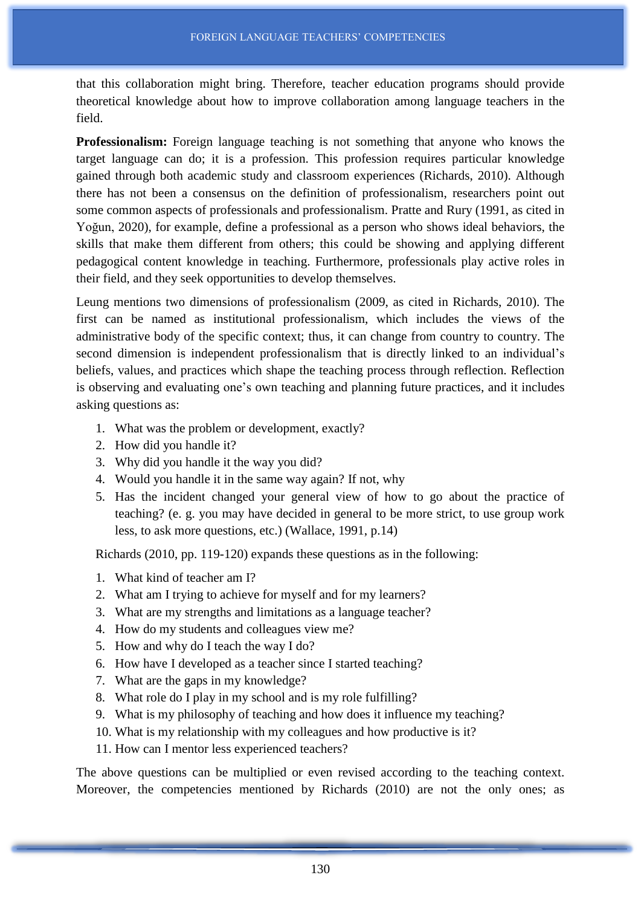that this collaboration might bring. Therefore, teacher education programs should provide theoretical knowledge about how to improve collaboration among language teachers in the field.

**Professionalism:** Foreign language teaching is not something that anyone who knows the target language can do; it is a profession. This profession requires particular knowledge gained through both academic study and classroom experiences (Richards, 2010). Although there has not been a consensus on the definition of professionalism, researchers point out some common aspects of professionals and professionalism. Pratte and Rury (1991, as cited in Yoğun, 2020), for example, define a professional as a person who shows ideal behaviors, the skills that make them different from others; this could be showing and applying different pedagogical content knowledge in teaching. Furthermore, professionals play active roles in their field, and they seek opportunities to develop themselves.

Leung mentions two dimensions of professionalism (2009, as cited in Richards, 2010). The first can be named as institutional professionalism, which includes the views of the administrative body of the specific context; thus, it can change from country to country. The second dimension is independent professionalism that is directly linked to an individual's beliefs, values, and practices which shape the teaching process through reflection. Reflection is observing and evaluating one's own teaching and planning future practices, and it includes asking questions as:

1. What was the problem or development, exactly?
2. How did you handle it?
3. Why did you handle it the way you did?
4. Would you handle it in the same way again? If not, why
5. Has the incident changed your general view of how to go about the practice of teaching? (e. g. you may have decided in general to be more strict, to use group work less, to ask more questions, etc.) (Wallace, 1991, p.14)

Richards (2010, pp. 119-120) expands these questions as in the following:

1. What kind of teacher am I?
2. What am I trying to achieve for myself and for my learners?
3. What are my strengths and limitations as a language teacher?
4. How do my students and colleagues view me?
5. How and why do I teach the way I do?
6. How have I developed as a teacher since I started teaching?
7. What are the gaps in my knowledge?
8. What role do I play in my school and is my role fulfilling?
9. What is my philosophy of teaching and how does it influence my teaching?
10. What is my relationship with my colleagues and how productive is it?
11. How can I mentor less experienced teachers?

The above questions can be multiplied or even revised according to the teaching context. Moreover, the competencies mentioned by Richards (2010) are not the only ones; as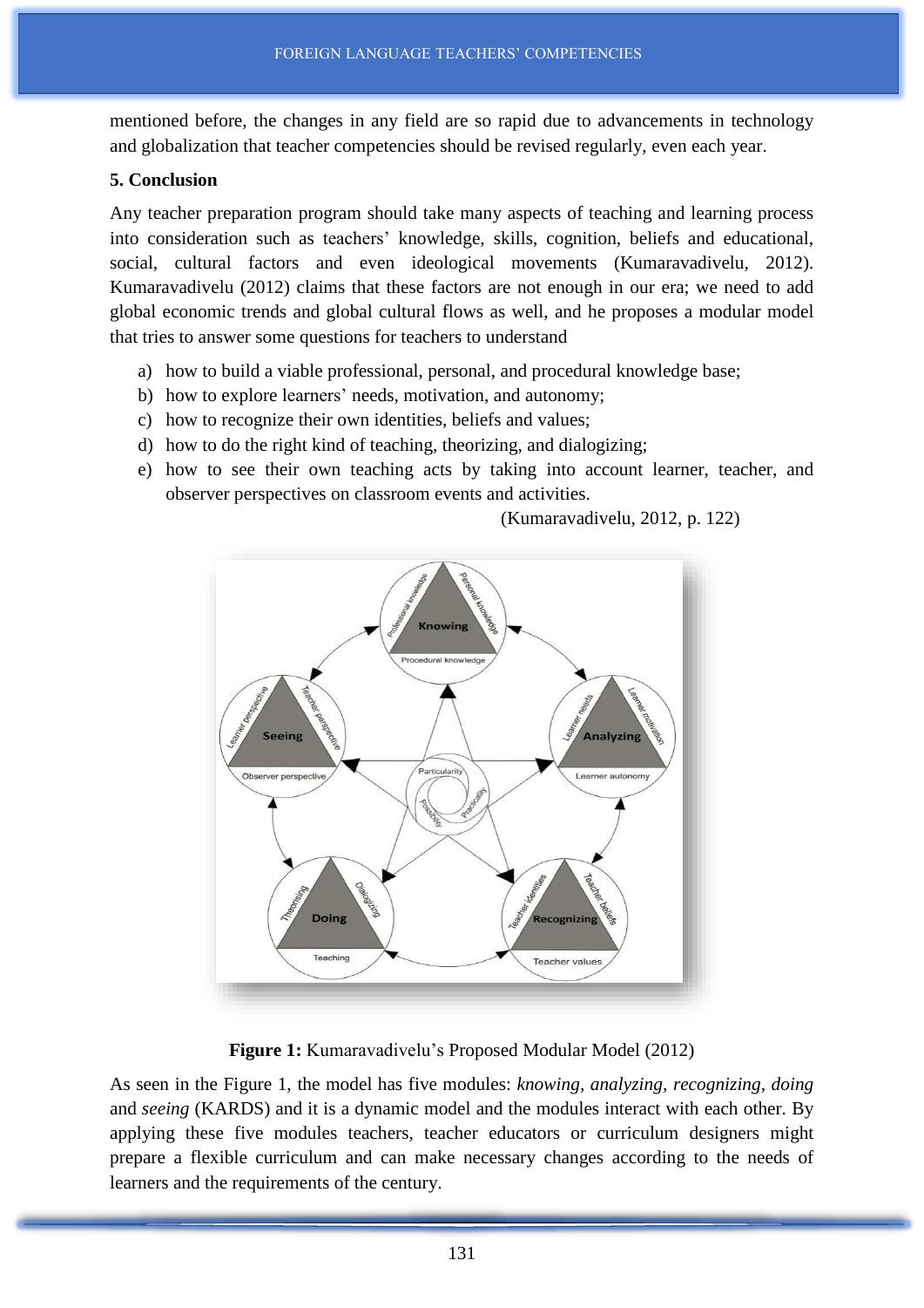mentioned before, the changes in any field are so rapid due to advancements in technology and globalization that teacher competencies should be revised regularly, even each year.

## 5. Conclusion

Any teacher preparation program should take many aspects of teaching and learning process into consideration such as teachers' knowledge, skills, cognition, beliefs and educational, social, cultural factors and even ideological movements (Kumaravadivelu, 2012). Kumaravadivelu (2012) claims that these factors are not enough in our era; we need to add global economic trends and global cultural flows as well, and he proposes a modular model that tries to answer some questions for teachers to understand

a) how to build a viable professional, personal, and procedural knowledge base;
b) how to explore learners' needs, motivation, and autonomy;
c) how to recognize their own identities, beliefs and values;
d) how to do the right kind of teaching, theorizing, and dialogizing;
e) how to see their own teaching acts by taking into account learner, teacher, and observer perspectives on classroom events and activities.

(Kumaravadivelu, 2012, p. 122)

**Figure 1:** Kumaravadivelu's Proposed Modular Model (2012)

As seen in the Figure 1, the model has five modules: *knowing*, *analyzing*, *recognizing*, *doing* and *seeing* (KARDS) and it is a dynamic model and the modules interact with each other. By applying these five modules teachers, teacher educators or curriculum designers might prepare a flexible curriculum and can make necessary changes according to the needs of learners and the requirements of the century.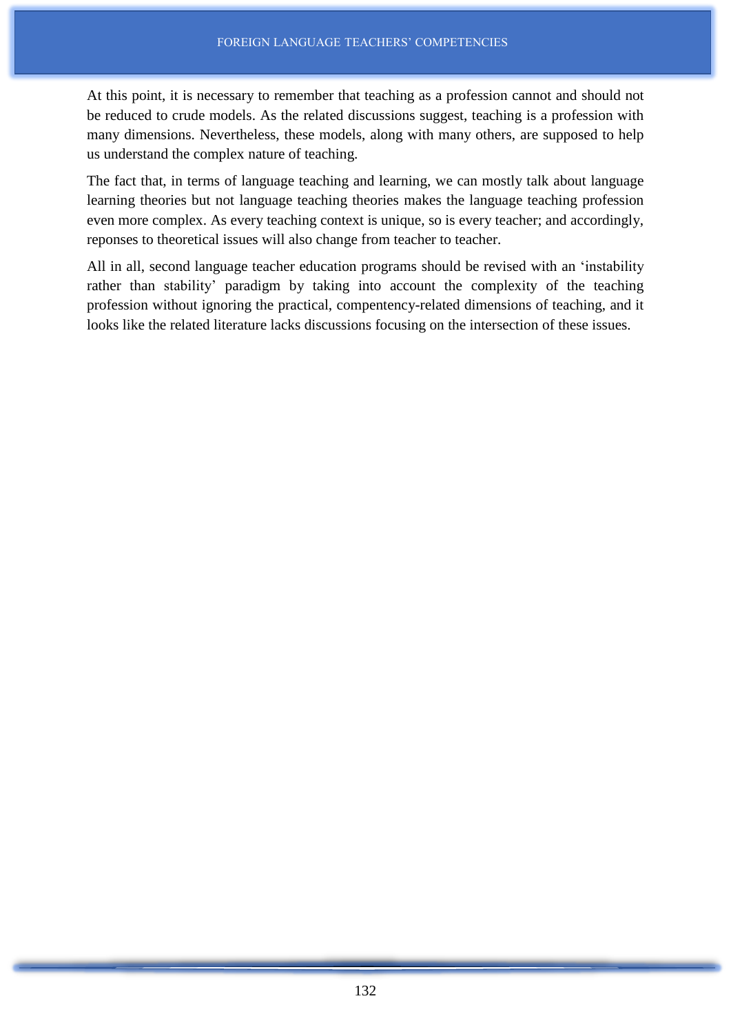At this point, it is necessary to remember that teaching as a profession cannot and should not be reduced to crude models. As the related discussions suggest, teaching is a profession with many dimensions. Nevertheless, these models, along with many others, are supposed to help us understand the complex nature of teaching.

The fact that, in terms of language teaching and learning, we can mostly talk about language learning theories but not language teaching theories makes the language teaching profession even more complex. As every teaching context is unique, so is every teacher; and accordingly, reponses to theoretical issues will also change from teacher to teacher.

All in all, second language teacher education programs should be revised with an 'instability rather than stability' paradigm by taking into account the complexity of the teaching profession without ignoring the practical, compentency-related dimensions of teaching, and it looks like the related literature lacks discussions focusing on the intersection of these issues.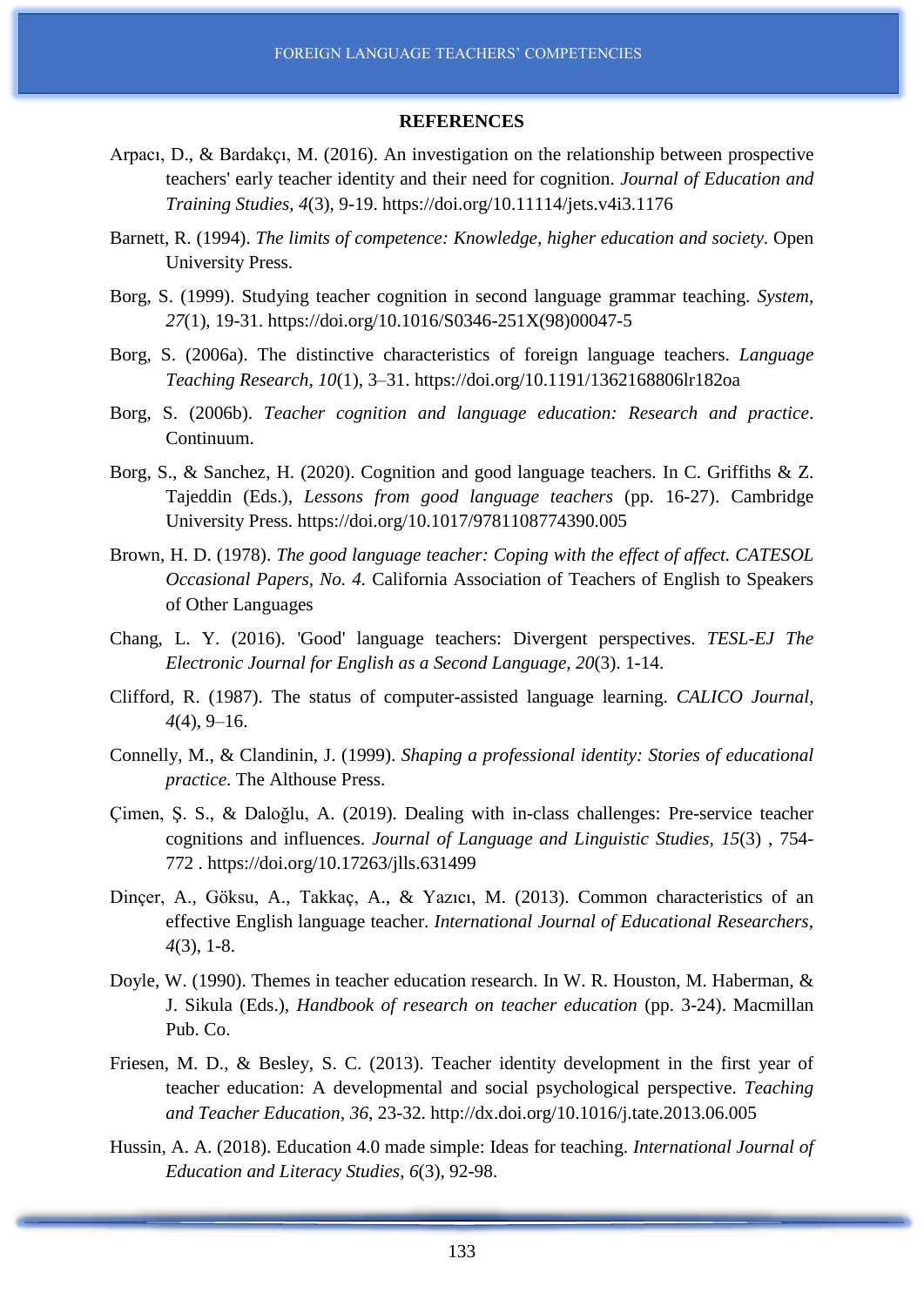## REFERENCES

Arpacı, D., & Bardakçı, M. (2016). An investigation on the relationship between prospective teachers' early teacher identity and their need for cognition. *Journal of Education and Training Studies*, *4*(3), 9-19. https://doi.org/10.11114/jets.v4i3.1176

Barnett, R. (1994). *The limits of competence: Knowledge, higher education and society*. Open University Press.

Borg, S. (1999). Studying teacher cognition in second language grammar teaching. *System*, *27*(1), 19-31. https://doi.org/10.1016/S0346-251X(98)00047-5

Borg, S. (2006a). The distinctive characteristics of foreign language teachers. *Language Teaching Research, 10*(1), 3–31. https://doi.org/10.1191/1362168806lr182oa

Borg, S. (2006b). *Teacher cognition and language education: Research and practice*. Continuum.

Borg, S., & Sanchez, H. (2020). Cognition and good language teachers. In C. Griffiths & Z. Tajeddin (Eds.), *Lessons from good language teachers* (pp. 16-27). Cambridge University Press. https://doi.org/10.1017/9781108774390.005

Brown, H. D. (1978). *The good language teacher: Coping with the effect of affect. CATESOL Occasional Papers, No. 4.* California Association of Teachers of English to Speakers of Other Languages

Chang, L. Y. (2016). 'Good' language teachers: Divergent perspectives. *TESL-EJ The Electronic Journal for English as a Second Language, 20*(3). 1-14.

Clifford, R. (1987). The status of computer-assisted language learning. *CALICO Journal, 4*(4), 9–16.

Connelly, M., & Clandinin, J. (1999). *Shaping a professional identity: Stories of educational practice*. The Althouse Press.

Çimen, Ş. S., & Daloğlu, A. (2019). Dealing with in-class challenges: Pre-service teacher cognitions and influences. *Journal of Language and Linguistic Studies, 15*(3) , 754-772 . https://doi.org/10.17263/jlls.631499

Dinçer, A., Göksu, A., Takkaç, A., & Yazıcı, M. (2013). Common characteristics of an effective English language teacher. *International Journal of Educational Researchers, 4*(3), 1-8.

Doyle, W. (1990). Themes in teacher education research. In W. R. Houston, M. Haberman, & J. Sikula (Eds.), *Handbook of research on teacher education* (pp. 3-24). Macmillan Pub. Co.

Friesen, M. D., & Besley, S. C. (2013). Teacher identity development in the first year of teacher education: A developmental and social psychological perspective. *Teaching and Teacher Education, 36*, 23-32. http://dx.doi.org/10.1016/j.tate.2013.06.005

Hussin, A. A. (2018). Education 4.0 made simple: Ideas for teaching. *International Journal of Education and Literacy Studies*, *6*(3), 92-98.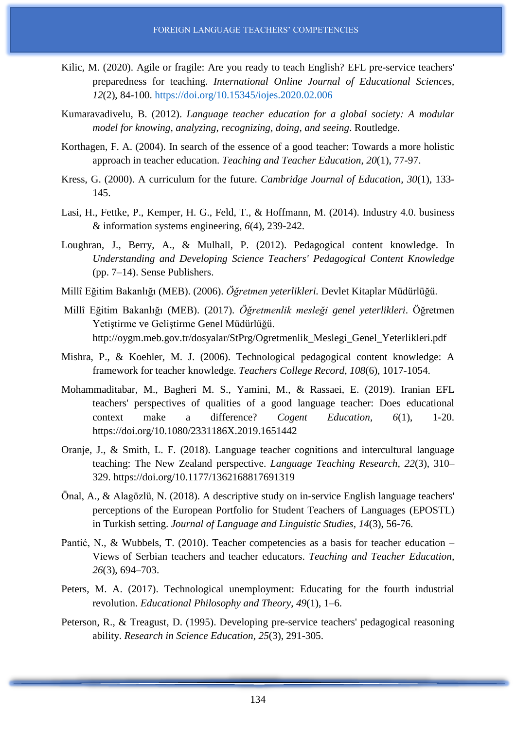Kilic, M. (2020). Agile or fragile: Are you ready to teach English? EFL pre-service teachers' preparedness for teaching. *International Online Journal of Educational Sciences, 12*(2), 84-100. https://doi.org/10.15345/iojes.2020.02.006

Kumaravadivelu, B. (2012). *Language teacher education for a global society: A modular model for knowing, analyzing, recognizing, doing, and seeing*. Routledge.

Korthagen, F. A. (2004). In search of the essence of a good teacher: Towards a more holistic approach in teacher education. *Teaching and Teacher Education*, *20*(1), 77-97.

Kress, G. (2000). A curriculum for the future. *Cambridge Journal of Education*, *30*(1), 133-145.

Lasi, H., Fettke, P., Kemper, H. G., Feld, T., & Hoffmann, M. (2014). Industry 4.0. business & information systems engineering, *6*(4), 239-242.

Loughran, J., Berry, A., & Mulhall, P. (2012). Pedagogical content knowledge. In *Understanding and Developing Science Teachers' Pedagogical Content Knowledge* (pp. 7–14). Sense Publishers.

Millî Eğitim Bakanlığı (MEB). (2006). *Öğretmen yeterlikleri.* Devlet Kitaplar Müdürlüğü.

Millî Eğitim Bakanlığı (MEB). (2017). *Öğretmenlik mesleği genel yeterlikleri*. Öğretmen Yetiştirme ve Geliştirme Genel Müdürlüğü. http://oygm.meb.gov.tr/dosyalar/StPrg/Ogretmenlik_Meslegi_Genel_Yeterlikleri.pdf

Mishra, P., & Koehler, M. J. (2006). Technological pedagogical content knowledge: A framework for teacher knowledge. *Teachers College Record*, *108*(6), 1017-1054.

Mohammaditabar, M., Bagheri M. S., Yamini, M., & Rassaei, E. (2019). Iranian EFL teachers' perspectives of qualities of a good language teacher: Does educational context make a difference? *Cogent Education*, *6*(1), 1-20. https://doi.org/10.1080/2331186X.2019.1651442

Oranje, J., & Smith, L. F. (2018). Language teacher cognitions and intercultural language teaching: The New Zealand perspective. *Language Teaching Research*, *22*(3), 310–329. https://doi.org/10.1177/1362168817691319

Önal, A., & Alagözlü, N. (2018). A descriptive study on in-service English language teachers' perceptions of the European Portfolio for Student Teachers of Languages (EPOSTL) in Turkish setting. *Journal of Language and Linguistic Studies*, *14*(3), 56-76.

Pantić, N., & Wubbels, T. (2010). Teacher competencies as a basis for teacher education – Views of Serbian teachers and teacher educators. *Teaching and Teacher Education*, *26*(3), 694–703.

Peters, M. A. (2017). Technological unemployment: Educating for the fourth industrial revolution. *Educational Philosophy and Theory*, *49*(1), 1–6.

Peterson, R., & Treagust, D. (1995). Developing pre-service teachers' pedagogical reasoning ability. *Research in Science Education*, *25*(3), 291-305.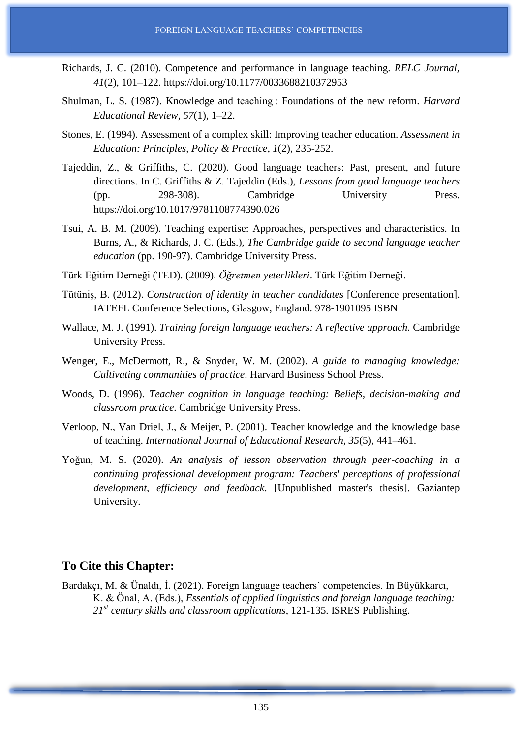Richards, J. C. (2010). Competence and performance in language teaching. *RELC Journal*, *41*(2), 101–122. https://doi.org/10.1177/0033688210372953

Shulman, L. S. (1987). Knowledge and teaching : Foundations of the new reform. *Harvard Educational Review*, *57*(1), 1–22.

Stones, E. (1994). Assessment of a complex skill: Improving teacher education. *Assessment in Education: Principles, Policy & Practice*, *1*(2), 235-252.

Tajeddin, Z., & Griffiths, C. (2020). Good language teachers: Past, present, and future directions. In C. Griffiths & Z. Tajeddin (Eds.), *Lessons from good language teachers* (pp. 298-308). Cambridge University Press. https://doi.org/10.1017/9781108774390.026

Tsui, A. B. M. (2009). Teaching expertise: Approaches, perspectives and characteristics. In Burns, A., & Richards, J. C. (Eds.), *The Cambridge guide to second language teacher education* (pp. 190-97). Cambridge University Press.

Türk Eğitim Derneği (TED). (2009). *Öğretmen yeterlikleri*. Türk Eğitim Derneği.

Tütüniş, B. (2012). *Construction of identity in teacher candidates* [Conference presentation]. IATEFL Conference Selections, Glasgow, England. 978-1901095 ISBN

Wallace, M. J. (1991). *Training foreign language teachers: A reflective approach.* Cambridge University Press.

Wenger, E., McDermott, R., & Snyder, W. M. (2002). *A guide to managing knowledge: Cultivating communities of practice*. Harvard Business School Press.

Woods, D. (1996). *Teacher cognition in language teaching: Beliefs, decision-making and classroom practice*. Cambridge University Press.

Verloop, N., Van Driel, J., & Meijer, P. (2001). Teacher knowledge and the knowledge base of teaching. *International Journal of Educational Research*, *35*(5), 441–461.

Yoğun, M. S. (2020). *An analysis of lesson observation through peer-coaching in a continuing professional development program: Teachers' perceptions of professional development, efficiency and feedback*. [Unpublished master's thesis]. Gaziantep University.

## To Cite this Chapter:

Bardakçı, M. & Ünaldı, İ. (2021). Foreign language teachers' competencies. In Büyükkarcı, K. & Önal, A. (Eds.), *Essentials of applied linguistics and foreign language teaching: 21st century skills and classroom applications*, 121-135. ISRES Publishing.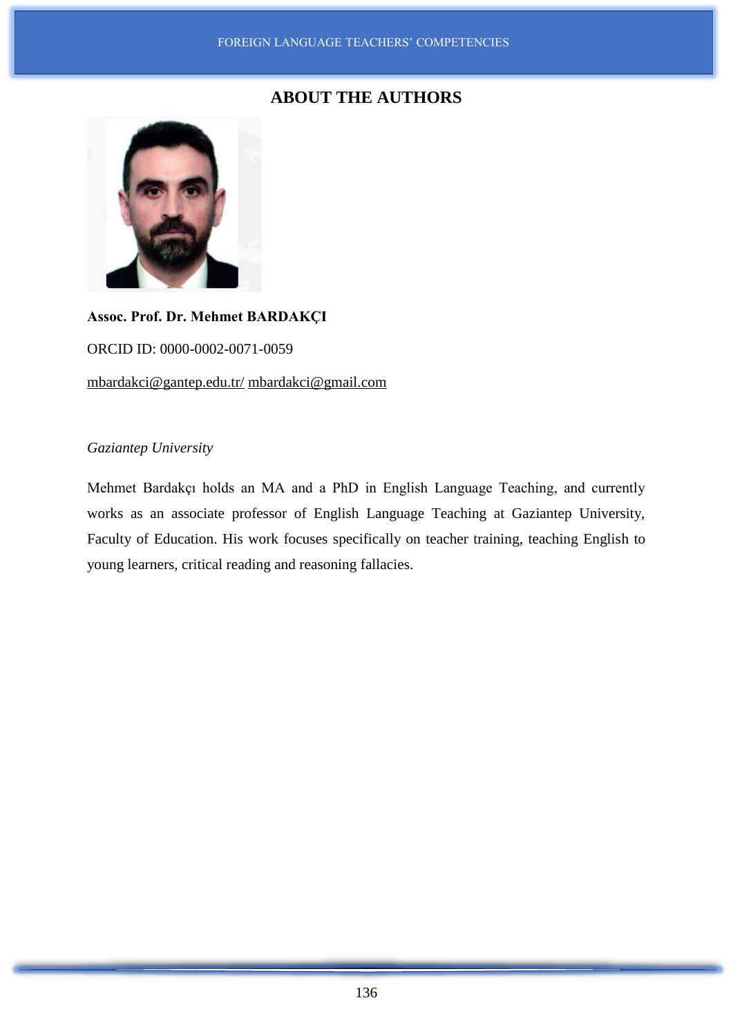## ABOUT THE AUTHORS

**Assoc. Prof. Dr. Mehmet BARDAKÇI**

ORCID ID: 0000-0002-0071-0059

mbardakci@gantep.edu.tr/ mbardakci@gmail.com

*Gaziantep University*

Mehmet Bardakçı holds an MA and a PhD in English Language Teaching, and currently works as an associate professor of English Language Teaching at Gaziantep University, Faculty of Education. His work focuses specifically on teacher training, teaching English to young learners, critical reading and reasoning fallacies.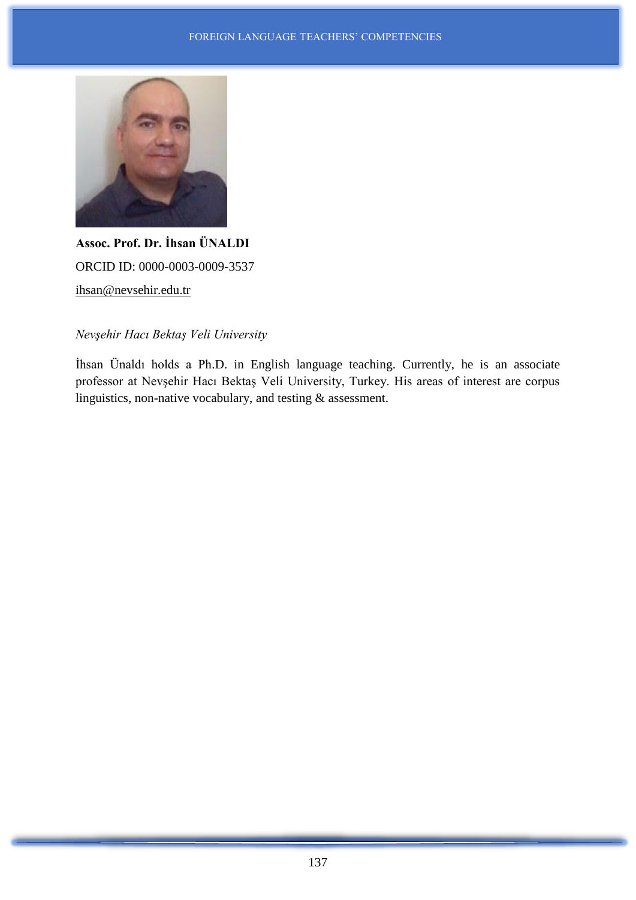**Assoc. Prof. Dr. İhsan ÜNALDI**

ORCID ID: 0000-0003-0009-3537

ihsan@nevsehir.edu.tr

*Nevşehir Hacı Bektaş Veli University*

İhsan Ünaldı holds a Ph.D. in English language teaching. Currently, he is an associate professor at Nevşehir Hacı Bektaş Veli University, Turkey. His areas of interest are corpus linguistics, non-native vocabulary, and testing & assessment.